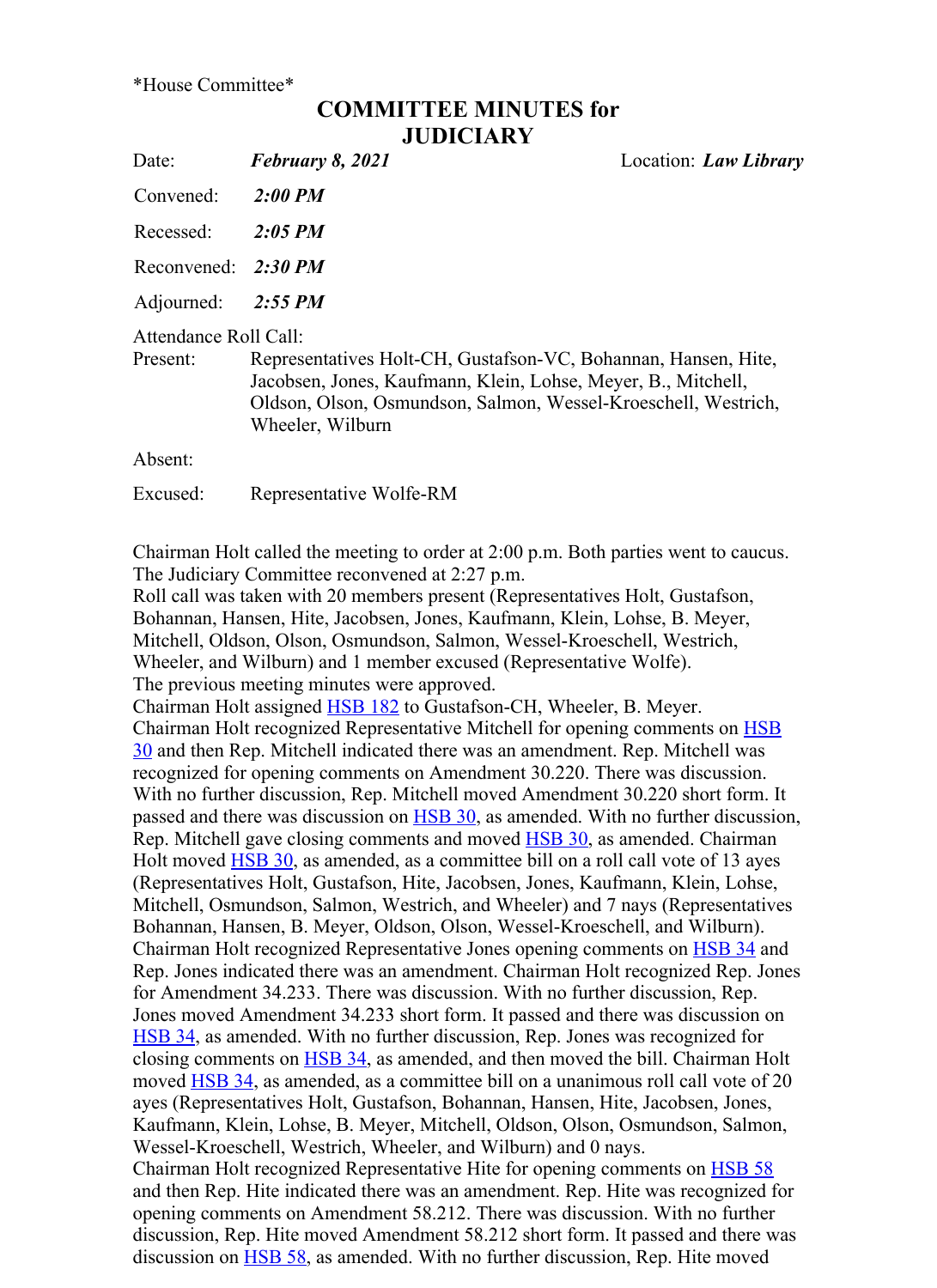*House Committee*

# COMMITTEE MINUTES for JUDICIARY

Date: ***February 8, 2021*** Location: ***Law Library***

Convened: ***2:00 PM***

Recessed: ***2:05 PM***

Reconvened: ***2:30 PM***

Adjourned: ***2:55 PM***

Attendance Roll Call:

Present: Representatives Holt-CH, Gustafson-VC, Bohannan, Hansen, Hite, Jacobsen, Jones, Kaufmann, Klein, Lohse, Meyer, B., Mitchell, Oldson, Olson, Osmundson, Salmon, Wessel-Kroeschell, Westrich, Wheeler, Wilburn

Absent:

Excused: Representative Wolfe-RM

Chairman Holt called the meeting to order at 2:00 p.m. Both parties went to caucus. The Judiciary Committee reconvened at 2:27 p.m.

Roll call was taken with 20 members present (Representatives Holt, Gustafson, Bohannan, Hansen, Hite, Jacobsen, Jones, Kaufmann, Klein, Lohse, B. Meyer, Mitchell, Oldson, Olson, Osmundson, Salmon, Wessel-Kroeschell, Westrich, Wheeler, and Wilburn) and 1 member excused (Representative Wolfe).

The previous meeting minutes were approved.

Chairman Holt assigned HSB 182 to Gustafson-CH, Wheeler, B. Meyer.

Chairman Holt recognized Representative Mitchell for opening comments on HSB 30 and then Rep. Mitchell indicated there was an amendment. Rep. Mitchell was recognized for opening comments on Amendment 30.220. There was discussion. With no further discussion, Rep. Mitchell moved Amendment 30.220 short form. It passed and there was discussion on HSB 30, as amended. With no further discussion, Rep. Mitchell gave closing comments and moved HSB 30, as amended. Chairman Holt moved HSB 30, as amended, as a committee bill on a roll call vote of 13 ayes (Representatives Holt, Gustafson, Hite, Jacobsen, Jones, Kaufmann, Klein, Lohse, Mitchell, Osmundson, Salmon, Westrich, and Wheeler) and 7 nays (Representatives Bohannan, Hansen, B. Meyer, Oldson, Olson, Wessel-Kroeschell, and Wilburn).

Chairman Holt recognized Representative Jones opening comments on HSB 34 and Rep. Jones indicated there was an amendment. Chairman Holt recognized Rep. Jones for Amendment 34.233. There was discussion. With no further discussion, Rep. Jones moved Amendment 34.233 short form. It passed and there was discussion on HSB 34, as amended. With no further discussion, Rep. Jones was recognized for closing comments on HSB 34, as amended, and then moved the bill. Chairman Holt moved HSB 34, as amended, as a committee bill on a unanimous roll call vote of 20 ayes (Representatives Holt, Gustafson, Bohannan, Hansen, Hite, Jacobsen, Jones, Kaufmann, Klein, Lohse, B. Meyer, Mitchell, Oldson, Olson, Osmundson, Salmon, Wessel-Kroeschell, Westrich, Wheeler, and Wilburn) and 0 nays.

Chairman Holt recognized Representative Hite for opening comments on HSB 58 and then Rep. Hite indicated there was an amendment. Rep. Hite was recognized for opening comments on Amendment 58.212. There was discussion. With no further discussion, Rep. Hite moved Amendment 58.212 short form. It passed and there was discussion on HSB 58, as amended. With no further discussion, Rep. Hite moved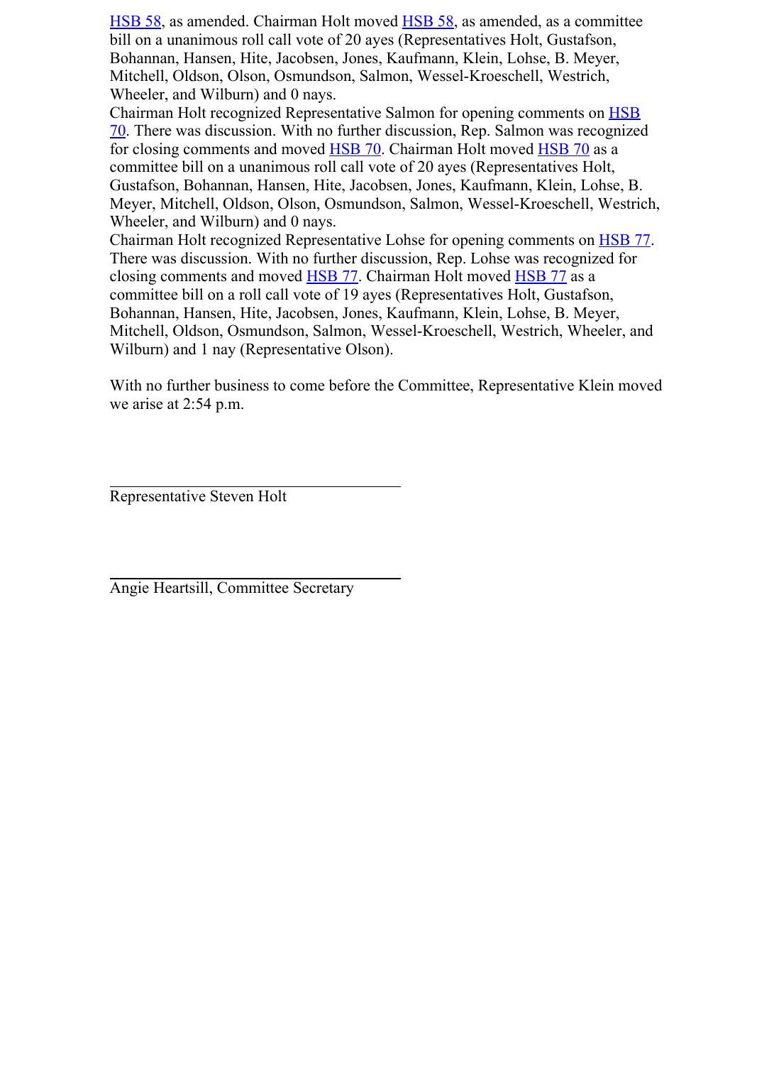HSB 58, as amended. Chairman Holt moved HSB 58, as amended, as a committee bill on a unanimous roll call vote of 20 ayes (Representatives Holt, Gustafson, Bohannan, Hansen, Hite, Jacobsen, Jones, Kaufmann, Klein, Lohse, B. Meyer, Mitchell, Oldson, Olson, Osmundson, Salmon, Wessel-Kroeschell, Westrich, Wheeler, and Wilburn) and 0 nays.

Chairman Holt recognized Representative Salmon for opening comments on HSB 70. There was discussion. With no further discussion, Rep. Salmon was recognized for closing comments and moved HSB 70. Chairman Holt moved HSB 70 as a committee bill on a unanimous roll call vote of 20 ayes (Representatives Holt, Gustafson, Bohannan, Hansen, Hite, Jacobsen, Jones, Kaufmann, Klein, Lohse, B. Meyer, Mitchell, Oldson, Olson, Osmundson, Salmon, Wessel-Kroeschell, Westrich, Wheeler, and Wilburn) and 0 nays.

Chairman Holt recognized Representative Lohse for opening comments on HSB 77. There was discussion. With no further discussion, Rep. Lohse was recognized for closing comments and moved HSB 77. Chairman Holt moved HSB 77 as a committee bill on a roll call vote of 19 ayes (Representatives Holt, Gustafson, Bohannan, Hansen, Hite, Jacobsen, Jones, Kaufmann, Klein, Lohse, B. Meyer, Mitchell, Oldson, Osmundson, Salmon, Wessel-Kroeschell, Westrich, Wheeler, and Wilburn) and 1 nay (Representative Olson).

With no further business to come before the Committee, Representative Klein moved we arise at 2:54 p.m.

Representative Steven Holt

Angie Heartsill, Committee Secretary